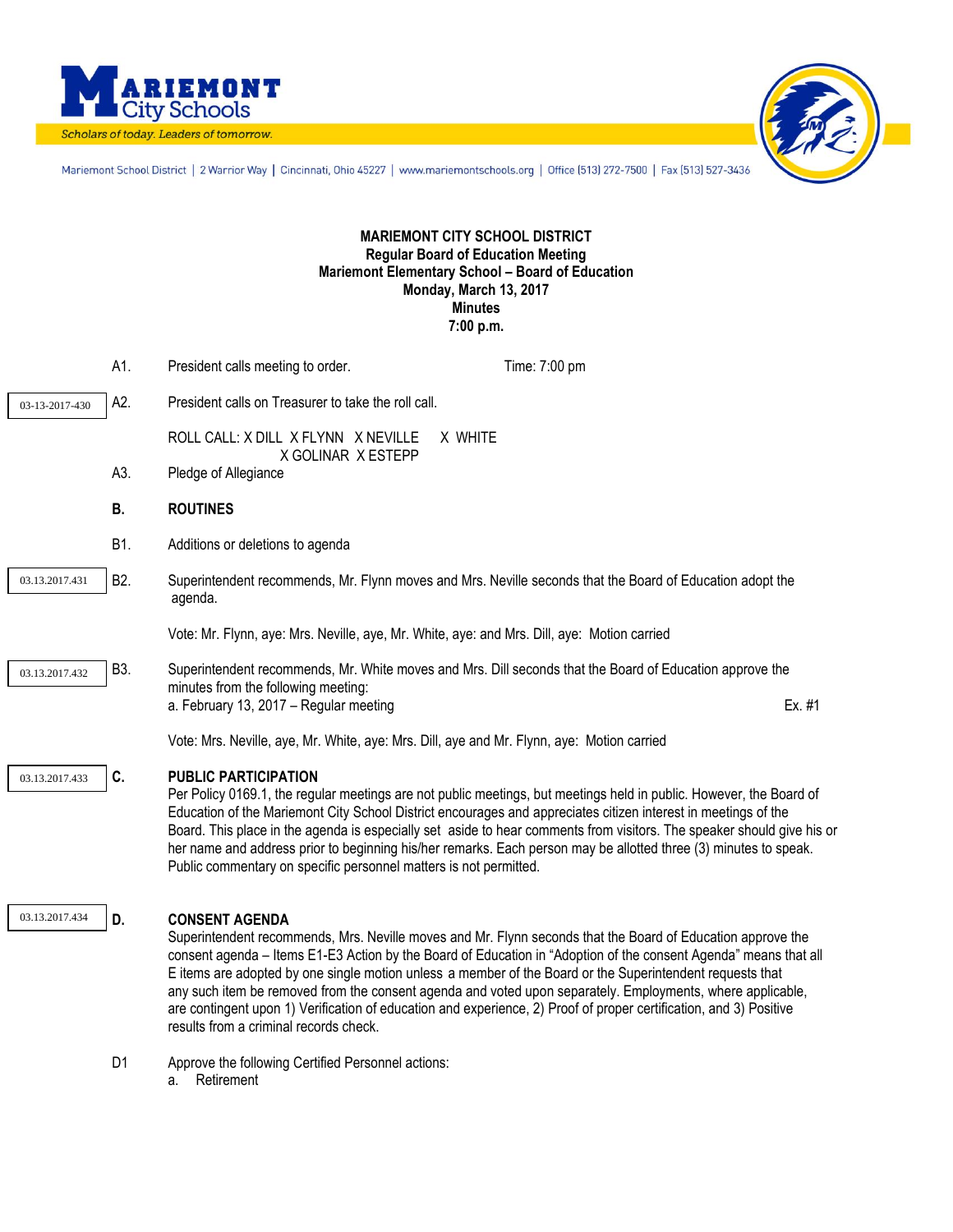Mariemont City Schools

*Scholars of today. Leaders of tomorrow.*

Mariemont School District | 2 Warrior Way | Cincinnati, Ohio 45227 | www.mariemontschools.org | Office (513) 272-7500 | Fax (513) 527-3436

**MARIEMONT CITY SCHOOL DISTRICT**
**Regular Board of Education Meeting**
**Mariemont Elementary School – Board of Education**
**Monday, March 13, 2017**
**Minutes**
**7:00 p.m.**

A1. President calls meeting to order. Time: 7:00 pm

03-13-2017-430 — A2. President calls on Treasurer to take the roll call.

ROLL CALL: X DILL X FLYNN X NEVILLE X WHITE X GOLINAR X ESTEPP

A3. Pledge of Allegiance

**B. ROUTINES**

B1. Additions or deletions to agenda

03.13.2017.431 — B2. Superintendent recommends, Mr. Flynn moves and Mrs. Neville seconds that the Board of Education adopt the agenda.

Vote: Mr. Flynn, aye: Mrs. Neville, aye, Mr. White, aye: and Mrs. Dill, aye: Motion carried

03.13.2017.432 — B3. Superintendent recommends, Mr. White moves and Mrs. Dill seconds that the Board of Education approve the minutes from the following meeting:
a. February 13, 2017 – Regular meeting — Ex. #1

Vote: Mrs. Neville, aye, Mr. White, aye: Mrs. Dill, aye and Mr. Flynn, aye: Motion carried

03.13.2017.433 — **C. PUBLIC PARTICIPATION**
Per Policy 0169.1, the regular meetings are not public meetings, but meetings held in public. However, the Board of Education of the Mariemont City School District encourages and appreciates citizen interest in meetings of the Board. This place in the agenda is especially set aside to hear comments from visitors. The speaker should give his or her name and address prior to beginning his/her remarks. Each person may be allotted three (3) minutes to speak. Public commentary on specific personnel matters is not permitted.

03.13.2017.434 — **D. CONSENT AGENDA**
Superintendent recommends, Mrs. Neville moves and Mr. Flynn seconds that the Board of Education approve the consent agenda – Items E1-E3 Action by the Board of Education in "Adoption of the consent Agenda" means that all E items are adopted by one single motion unless a member of the Board or the Superintendent requests that any such item be removed from the consent agenda and voted upon separately. Employments, where applicable, are contingent upon 1) Verification of education and experience, 2) Proof of proper certification, and 3) Positive results from a criminal records check.

D1 Approve the following Certified Personnel actions:
a. Retirement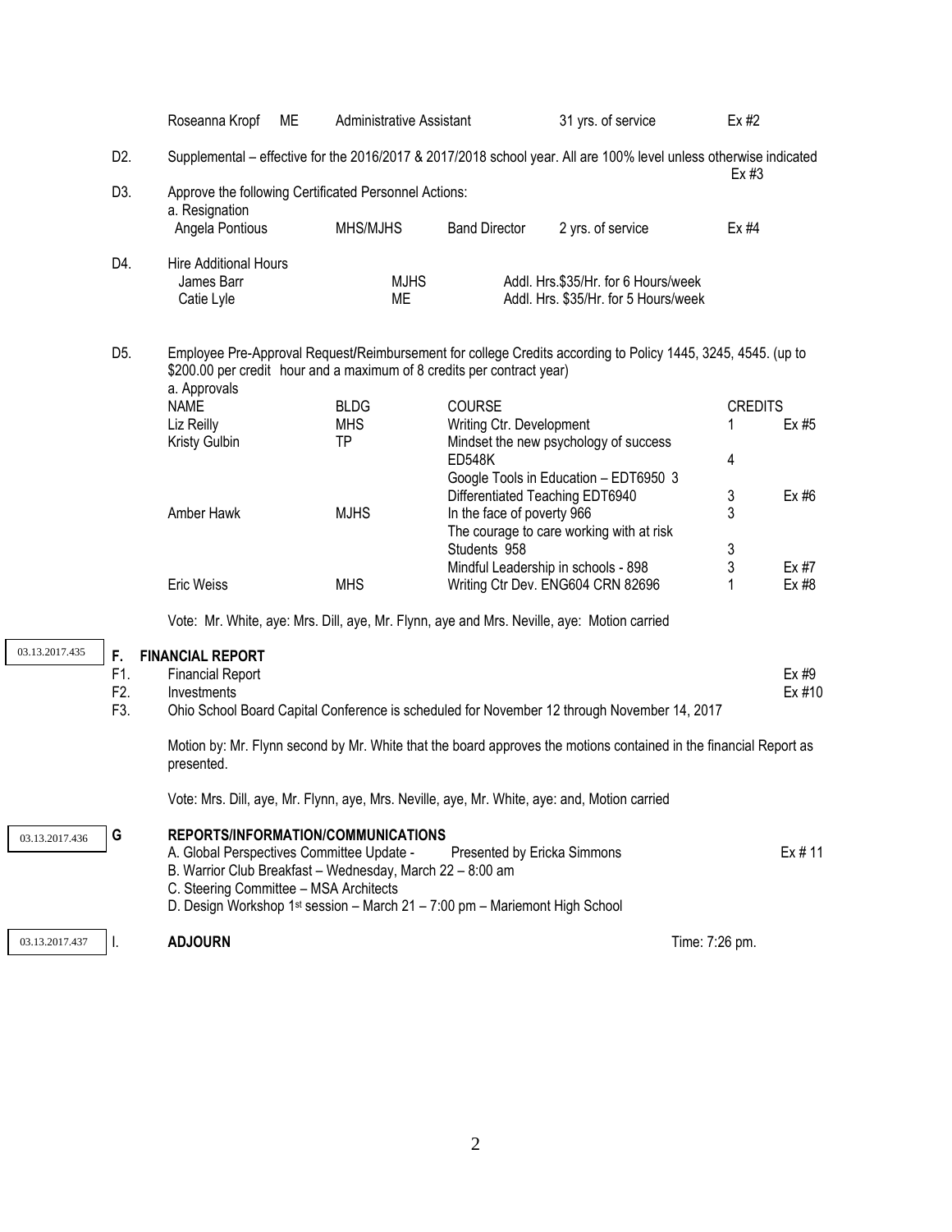| | | | | |
|---|---|---|---|---|
| Roseanna Kropf ME | Administrative Assistant | | 31 yrs. of service | Ex #2 |

D2. Supplemental – effective for the 2016/2017 & 2017/2018 school year. All are 100% level unless otherwise indicated Ex #3

D3. Approve the following Certificated Personnel Actions:

a. Resignation

| | | | | |
|---|---|---|---|---|
| Angela Pontious | MHS/MJHS | Band Director | 2 yrs. of service | Ex #4 |

D4. Hire Additional Hours

| | | |
|---|---|---|
| James Barr | MJHS | Addl. Hrs.$35/Hr. for 6 Hours/week |
| Catie Lyle | ME | Addl. Hrs. $35/Hr. for 5 Hours/week |

D5. Employee Pre-Approval Request/Reimbursement for college Credits according to Policy 1445, 3245, 4545. (up to $200.00 per credit hour and a maximum of 8 credits per contract year)

a. Approvals

| NAME | BLDG | COURSE | CREDITS | |
|---|---|---|---|---|
| Liz Reilly | MHS | Writing Ctr. Development | 1 | Ex #5 |
| Kristy Gulbin | TP | Mindset the new psychology of success ED548K | 4 | |
| | | Google Tools in Education – EDT6950 3 | | |
| | | Differentiated Teaching EDT6940 | 3 | Ex #6 |
| Amber Hawk | MJHS | In the face of poverty 966 | 3 | |
| | | The courage to care working with at risk Students 958 | 3 | |
| | | Mindful Leadership in schools - 898 | 3 | Ex #7 |
| Eric Weiss | MHS | Writing Ctr Dev. ENG604 CRN 82696 | 1 | Ex #8 |

Vote: Mr. White, aye: Mrs. Dill, aye, Mr. Flynn, aye and Mrs. Neville, aye: Motion carried

03.13.2017.435

**F. FINANCIAL REPORT**

F1. Financial Report Ex #9

F2. Investments Ex #10

F3. Ohio School Board Capital Conference is scheduled for November 12 through November 14, 2017

Motion by: Mr. Flynn second by Mr. White that the board approves the motions contained in the financial Report as presented.

Vote: Mrs. Dill, aye, Mr. Flynn, aye, Mrs. Neville, aye, Mr. White, aye: and, Motion carried

03.13.2017.436

**G REPORTS/INFORMATION/COMMUNICATIONS**

A. Global Perspectives Committee Update - Presented by Ericka Simmons Ex # 11

B. Warrior Club Breakfast – Wednesday, March 22 – 8:00 am

C. Steering Committee – MSA Architects

D. Design Workshop 1st session – March 21 – 7:00 pm – Mariemont High School

03.13.2017.437

**I. ADJOURN** Time: 7:26 pm.